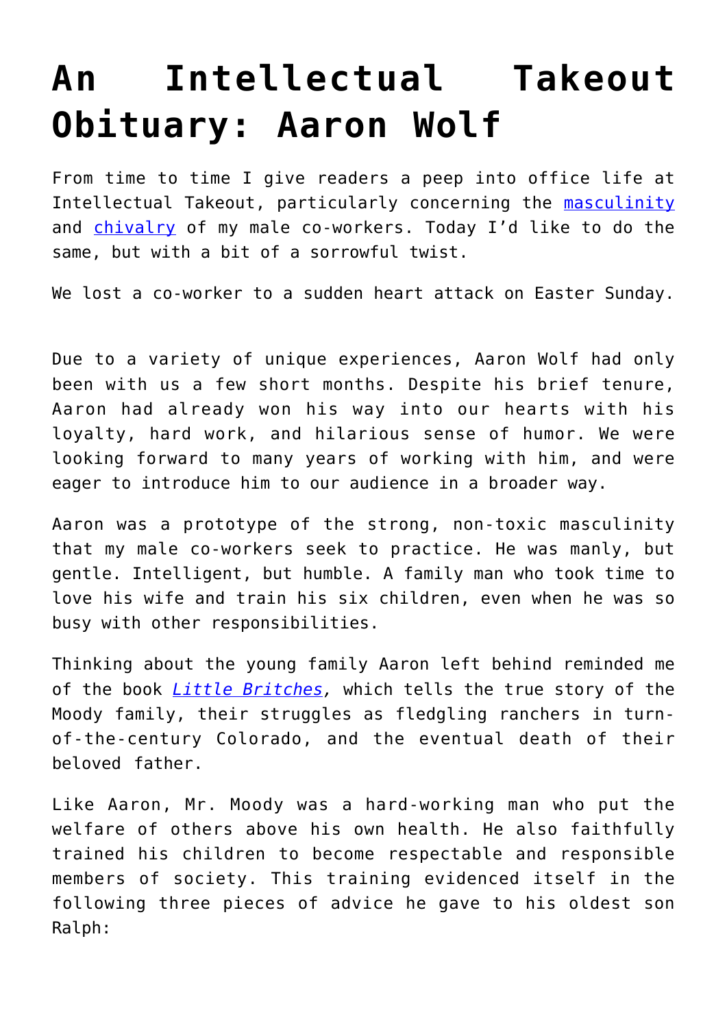# An Intellectual Takeout Obituary: Aaron Wolf

From time to time I give readers a peep into office life at Intellectual Takeout, particularly concerning the masculinity and chivalry of my male co-workers. Today I'd like to do the same, but with a bit of a sorrowful twist.

We lost a co-worker to a sudden heart attack on Easter Sunday.

Due to a variety of unique experiences, Aaron Wolf had only been with us a few short months. Despite his brief tenure, Aaron had already won his way into our hearts with his loyalty, hard work, and hilarious sense of humor. We were looking forward to many years of working with him, and were eager to introduce him to our audience in a broader way.

Aaron was a prototype of the strong, non-toxic masculinity that my male co-workers seek to practice. He was manly, but gentle. Intelligent, but humble. A family man who took time to love his wife and train his six children, even when he was so busy with other responsibilities.

Thinking about the young family Aaron left behind reminded me of the book *Little Britches*, which tells the true story of the Moody family, their struggles as fledgling ranchers in turn-of-the-century Colorado, and the eventual death of their beloved father.

Like Aaron, Mr. Moody was a hard-working man who put the welfare of others above his own health. He also faithfully trained his children to become respectable and responsible members of society. This training evidenced itself in the following three pieces of advice he gave to his oldest son Ralph: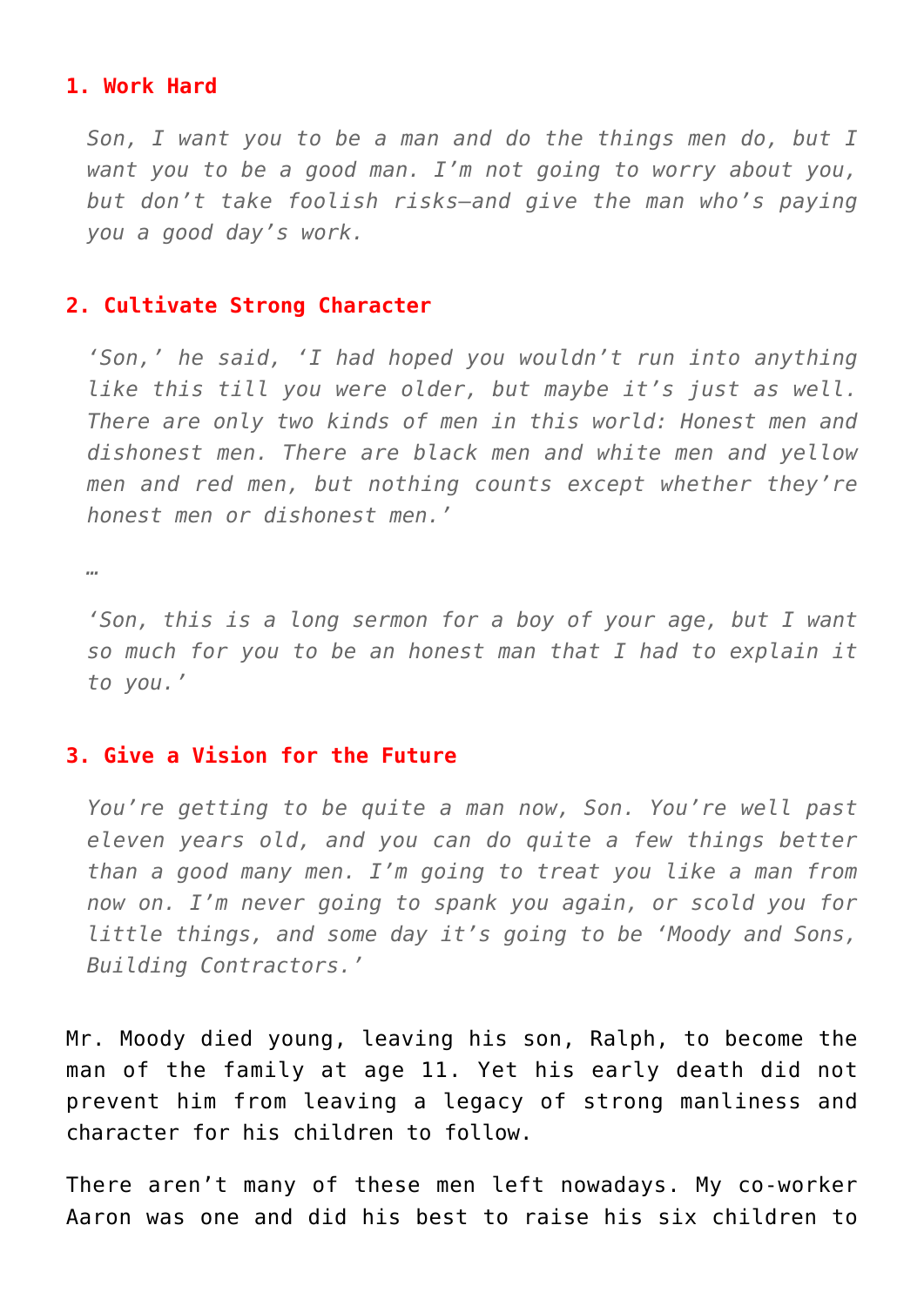**1. Work Hard**

> *Son, I want you to be a man and do the things men do, but I want you to be a good man. I'm not going to worry about you, but don't take foolish risks—and give the man who's paying you a good day's work.*

**2. Cultivate Strong Character**

> *'Son,' he said, 'I had hoped you wouldn't run into anything like this till you were older, but maybe it's just as well. There are only two kinds of men in this world: Honest men and dishonest men. There are black men and white men and yellow men and red men, but nothing counts except whether they're honest men or dishonest men.'*
>
> *…*
>
> *'Son, this is a long sermon for a boy of your age, but I want so much for you to be an honest man that I had to explain it to you.'*

**3. Give a Vision for the Future**

> *You're getting to be quite a man now, Son. You're well past eleven years old, and you can do quite a few things better than a good many men. I'm going to treat you like a man from now on. I'm never going to spank you again, or scold you for little things, and some day it's going to be 'Moody and Sons, Building Contractors.'*

Mr. Moody died young, leaving his son, Ralph, to become the man of the family at age 11. Yet his early death did not prevent him from leaving a legacy of strong manliness and character for his children to follow.

There aren't many of these men left nowadays. My co-worker Aaron was one and did his best to raise his six children to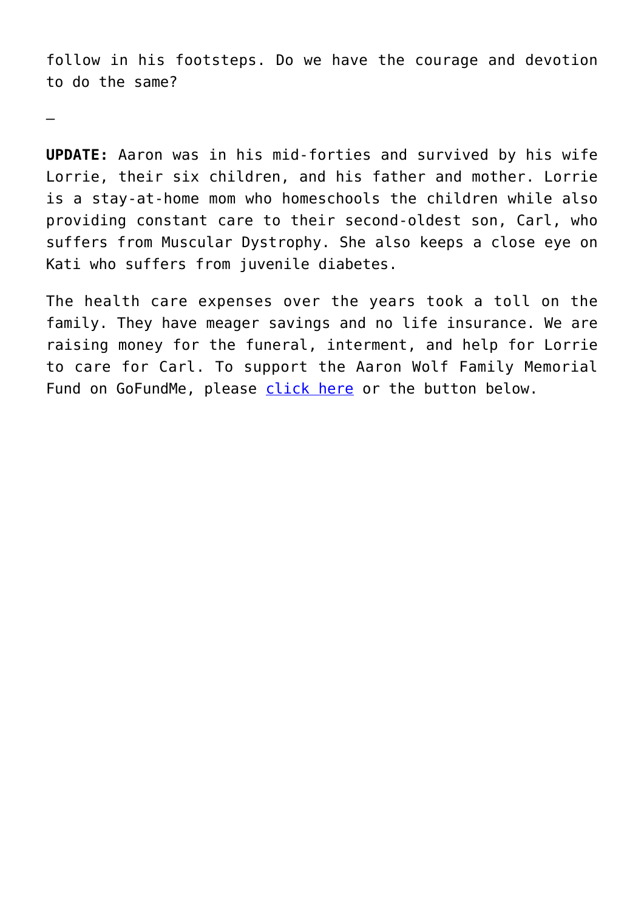follow in his footsteps. Do we have the courage and devotion to do the same?

—

**UPDATE:** Aaron was in his mid-forties and survived by his wife Lorrie, their six children, and his father and mother. Lorrie is a stay-at-home mom who homeschools the children while also providing constant care to their second-oldest son, Carl, who suffers from Muscular Dystrophy. She also keeps a close eye on Kati who suffers from juvenile diabetes.

The health care expenses over the years took a toll on the family. They have meager savings and no life insurance. We are raising money for the funeral, interment, and help for Lorrie to care for Carl. To support the Aaron Wolf Family Memorial Fund on GoFundMe, please click here or the button below.